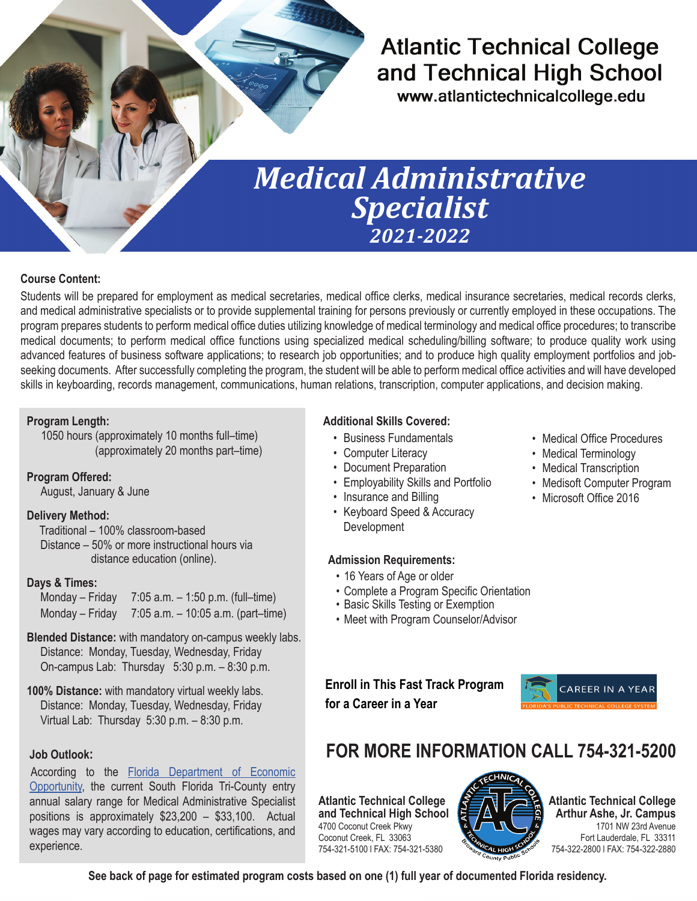# Atlantic Technical College and Technical High School

www.atlantictechnicalcollege.edu

## *Medical Administrative Specialist*

### *2021-2022*

**Course Content:**

Students will be prepared for employment as medical secretaries, medical office clerks, medical insurance secretaries, medical records clerks, and medical administrative specialists or to provide supplemental training for persons previously or currently employed in these occupations. The program prepares students to perform medical office duties utilizing knowledge of medical terminology and medical office procedures; to transcribe medical documents; to perform medical office functions using specialized medical scheduling/billing software; to produce quality work using advanced features of business software applications; to research job opportunities; and to produce high quality employment portfolios and job-seeking documents. After successfully completing the program, the student will be able to perform medical office activities and will have developed skills in keyboarding, records management, communications, human relations, transcription, computer applications, and decision making.

**Program Length:**
1050 hours (approximately 10 months full–time)
(approximately 20 months part–time)

**Program Offered:**
August, January & June

**Delivery Method:**
Traditional – 100% classroom-based
Distance – 50% or more instructional hours via distance education (online).

**Days & Times:**
Monday – Friday 7:05 a.m. – 1:50 p.m. (full–time)
Monday – Friday 7:05 a.m. – 10:05 a.m. (part–time)

**Blended Distance:** with mandatory on-campus weekly labs.
Distance: Monday, Tuesday, Wednesday, Friday
On-campus Lab: Thursday 5:30 p.m. – 8:30 p.m.

**100% Distance:** with mandatory virtual weekly labs.
Distance: Monday, Tuesday, Wednesday, Friday
Virtual Lab: Thursday 5:30 p.m. – 8:30 p.m.

**Job Outlook:**

According to the Florida Department of Economic Opportunity, the current South Florida Tri-County entry annual salary range for Medical Administrative Specialist positions is approximately $23,200 – $33,100. Actual wages may vary according to education, certifications, and experience.

**Additional Skills Covered:**

- Business Fundamentals
- Computer Literacy
- Document Preparation
- Employability Skills and Portfolio
- Insurance and Billing
- Keyboard Speed & Accuracy Development
- Medical Office Procedures
- Medical Terminology
- Medical Transcription
- Medisoft Computer Program
- Microsoft Office 2016

**Admission Requirements:**

- 16 Years of Age or older
- Complete a Program Specific Orientation
- Basic Skills Testing or Exemption
- Meet with Program Counselor/Advisor

**Enroll in This Fast Track Program for a Career in a Year**

CAREER IN A YEAR
FLORIDA'S PUBLIC TECHNICAL COLLEGE SYSTEM

## FOR MORE INFORMATION CALL 754-321-5200

**Atlantic Technical College and Technical High School**
4700 Coconut Creek Pkwy
Coconut Creek, FL 33063
754-321-5100 I FAX: 754-321-5380

**Atlantic Technical College Arthur Ashe, Jr. Campus**
1701 NW 23rd Avenue
Fort Lauderdale, FL 33311
754-322-2800 I FAX: 754-322-2880

**See back of page for estimated program costs based on one (1) full year of documented Florida residency.**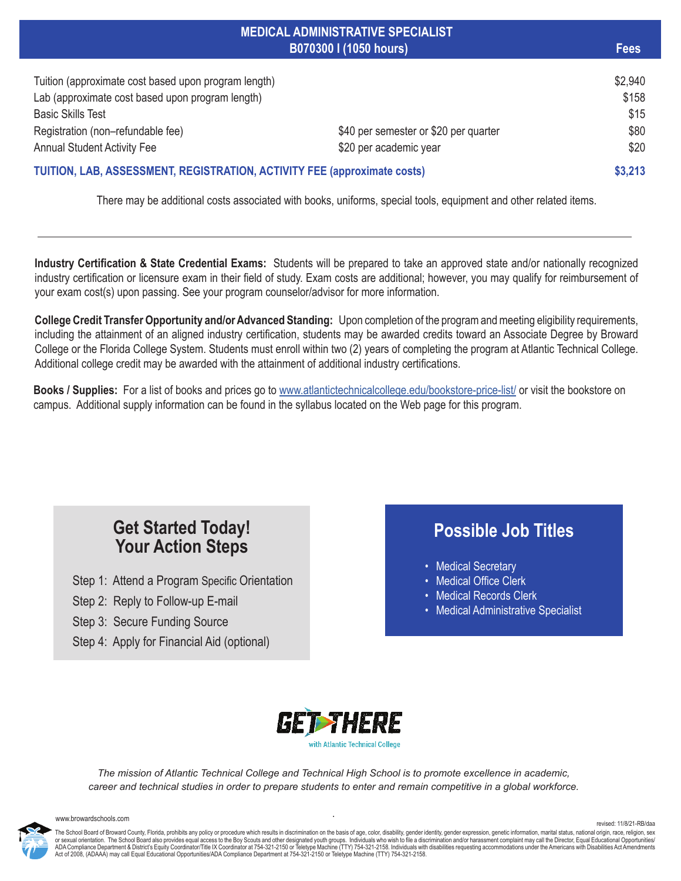## MEDICAL ADMINISTRATIVE SPECIALIST
## B070300 I (1050 hours)

| | | Fees |
|---|---|---|
| Tuition (approximate cost based upon program length) | | $2,940 |
| Lab (approximate cost based upon program length) | | $158 |
| Basic Skills Test | | $15 |
| Registration (non–refundable fee) | $40 per semester or $20 per quarter | $80 |
| Annual Student Activity Fee | $20 per academic year | $20 |
| **TUITION, LAB, ASSESSMENT, REGISTRATION, ACTIVITY FEE (approximate costs)** | | **$3,213** |

There may be additional costs associated with books, uniforms, special tools, equipment and other related items.

---

**Industry Certification & State Credential Exams:** Students will be prepared to take an approved state and/or nationally recognized industry certification or licensure exam in their field of study. Exam costs are additional; however, you may qualify for reimbursement of your exam cost(s) upon passing. See your program counselor/advisor for more information.

**College Credit Transfer Opportunity and/or Advanced Standing:** Upon completion of the program and meeting eligibility requirements, including the attainment of an aligned industry certification, students may be awarded credits toward an Associate Degree by Broward College or the Florida College System. Students must enroll within two (2) years of completing the program at Atlantic Technical College. Additional college credit may be awarded with the attainment of additional industry certifications.

**Books / Supplies:** For a list of books and prices go to www.atlantictechnicalcollege.edu/bookstore-price-list/ or visit the bookstore on campus. Additional supply information can be found in the syllabus located on the Web page for this program.

## Get Started Today! Your Action Steps

Step 1: Attend a Program Specific Orientation
Step 2: Reply to Follow-up E-mail
Step 3: Secure Funding Source
Step 4: Apply for Financial Aid (optional)

## Possible Job Titles

- Medical Secretary
- Medical Office Clerk
- Medical Records Clerk
- Medical Administrative Specialist

GET THERE with Atlantic Technical College

*The mission of Atlantic Technical College and Technical High School is to promote excellence in academic, career and technical studies in order to prepare students to enter and remain competitive in a global workforce.*

www.browardschools.com

revised: 11/8/21-RB/daa

The School Board of Broward County, Florida, prohibits any policy or procedure which results in discrimination on the basis of age, color, disability, gender identity, gender expression, genetic information, marital status, national origin, race, religion, sex or sexual orientation. The School Board also provides equal access to the Boy Scouts and other designated youth groups. Individuals who wish to file a discrimination and/or harassment complaint may call the Director, Equal Educational Opportunities/ADA Compliance Department & District's Equity Coordinator/Title IX Coordinator at 754-321-2150 or Teletype Machine (TTY) 754-321-2158. Individuals with disabilities requesting accommodations under the Americans with Disabilities Act Amendments Act of 2008, (ADAAA) may call Equal Educational Opportunities/ADA Compliance Department at 754-321-2150 or Teletype Machine (TTY) 754-321-2158.